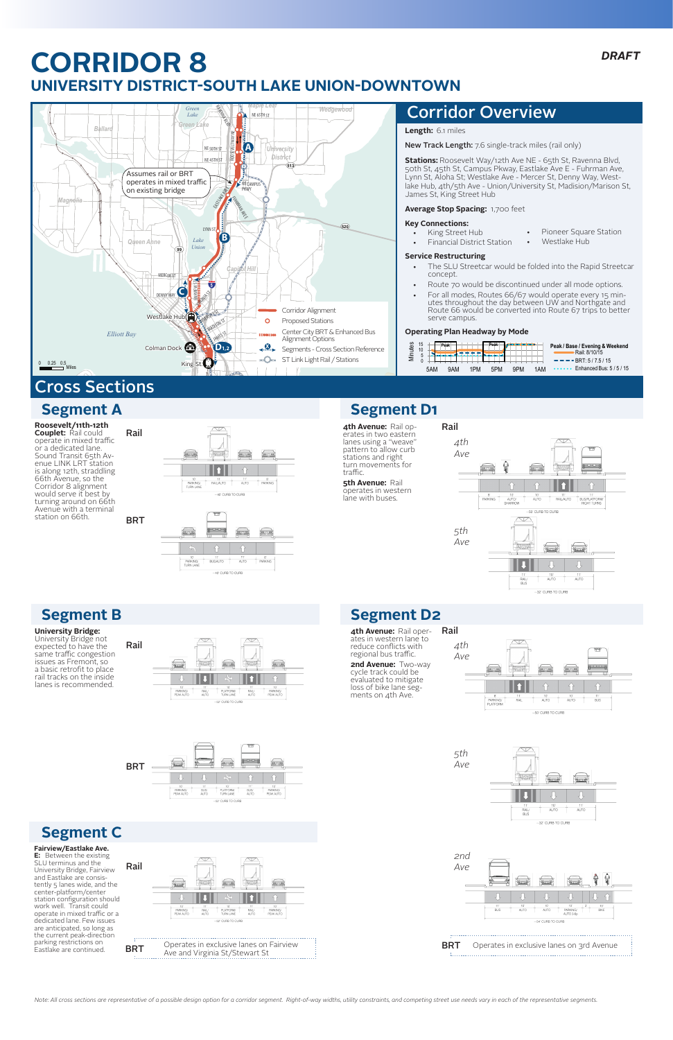# CORRIDOR 8

**DRAFT**

## UNIVERSITY DISTRICT-SOUTH LAKE UNION-DOWNTOWN

Assumes rail or BRT operates in mixed traffic on existing bridge

Corridor Alignment
Proposed Stations
Center City BRT & Enhanced Bus Alignment Options
Segments - Cross Section Reference
ST Link Light Rail / Stations

## Corridor Overview

**Length:** 6.1 miles

**New Track Length:** 7.6 single-track miles (rail only)

**Stations:** Roosevelt Way/12th Ave NE - 65th St, Ravenna Blvd, 50th St, 45th St, Campus Pkway, Eastlake Ave E - Fuhrman Ave, Lynn St, Aloha St; Westlake Ave - Mercer St, Denny Way, Westlake Hub, 4th/5th Ave - Union/University St, Madision/Marison St, James St, King Street Hub

**Average Stop Spacing:** 1,700 feet

**Key Connections:**

- King Street Hub
- Financial District Station
- Pioneer Square Station
- Westlake Hub

**Service Restructuring**

- The SLU Streetcar would be folded into the Rapid Streetcar concept.
- Route 70 would be discontinued under all mode options.
- For all modes, Routes 66/67 would operate every 15 minutes throughout the day between UW and Northgate and Route 66 would be converted into Route 67 trips to better serve campus.

**Operating Plan Headway by Mode**

Peak / Base / Evening & Weekend
Rail: 8/10/15
BRT: 5 / 7.5 / 15
Enhanced Bus: 5 / 5 / 15

## Cross Sections

### Segment A

**Roosevelt/11th-12th Couplet:** Rail could operate in mixed traffic or a dedicated lane. Sound Transit 65th Avenue LINK LRT station is along 12th, straddling 66th Avenue, so the Corridor 8 alignment would serve it best by turning around on 66th Avenue with a terminal station on 66th.

Rail

BRT

### Segment B

**University Bridge:** University Bridge not expected to have the same traffic congestion issues as Fremont, so a basic retrofit to place rail tracks on the inside lanes is recommended.

Rail

BRT

### Segment C

**Fairview/Eastlake Ave. E:** Between the existing SLU terminus and the University Bridge, Fairview and Eastlake are consistently 5 lanes wide, and the center-platform/center station configuration should work well. Transit could operate in mixed traffic or a dedicated lane. Few issues are anticipated, so long as the current peak-direction parking restrictions on Eastlake are continued.

Rail

BRT — Operates in exclusive lanes on Fairview Ave and Virginia St/Stewart St

### Segment D1

**4th Avenue:** Rail operates in two eastern lanes using a "weave" pattern to allow curb stations and right turn movements for traffic.

**5th Avenue:** Rail operates in western lane with buses.

Rail

4th Ave

5th Ave

### Segment D2

**4th Avenue:** Rail operates in western lane to reduce conflicts with regional bus traffic.

**2nd Avenue:** Two-way cycle track could be evaluated to mitigate loss of bike lane segments on 4th Ave.

Rail

4th Ave

5th Ave

2nd Ave

BRT — Operates in exclusive lanes on 3rd Avenue

*Note: All cross sections are representative of a possible design option for a corridor segment. Right-of-way widths, utility constraints, and competing street use needs vary in each of the representative segments.*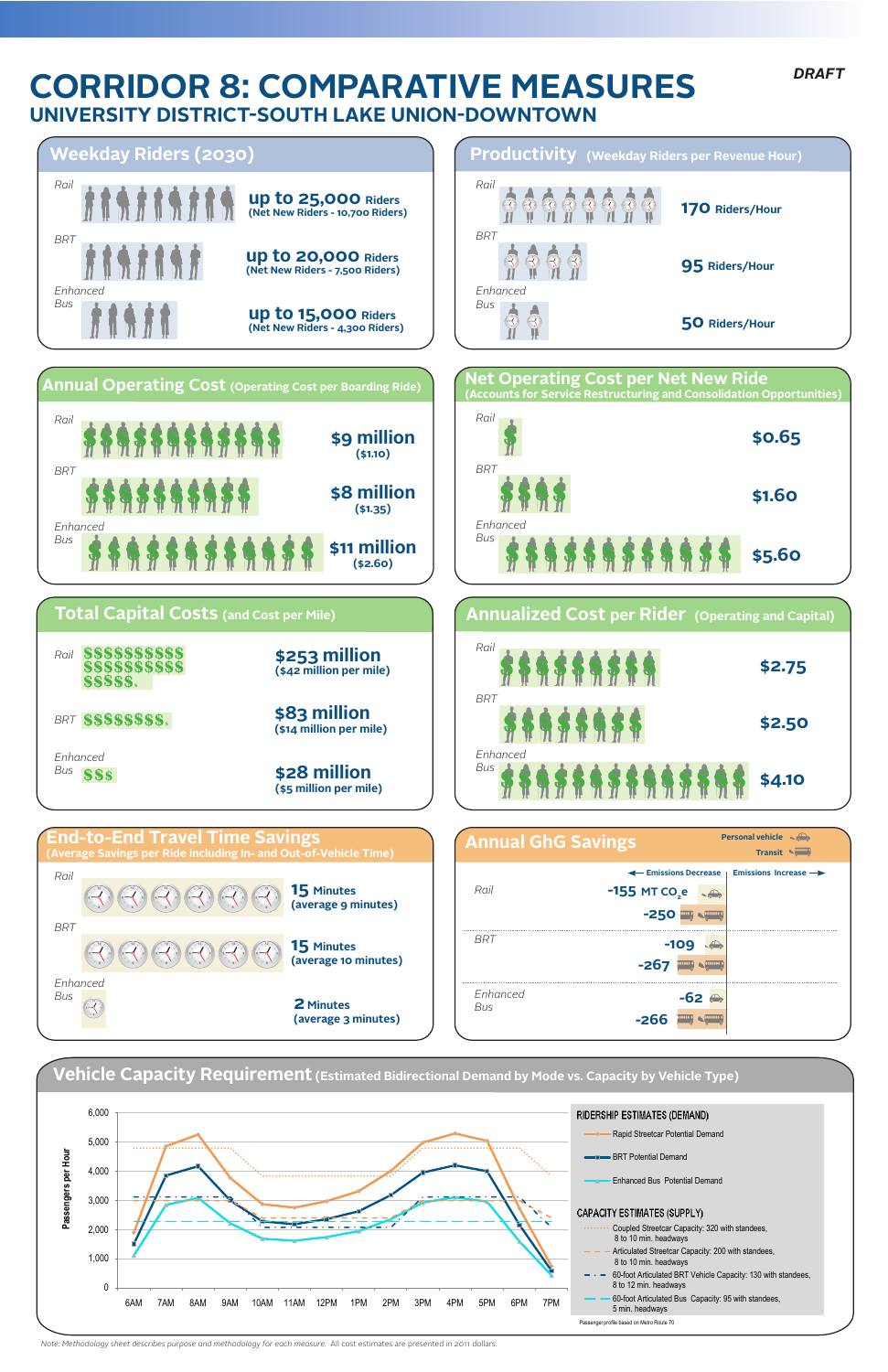# CORRIDOR 8: COMPARATIVE MEASURES

*DRAFT*

## UNIVERSITY DISTRICT-SOUTH LAKE UNION-DOWNTOWN

### Weekday Riders (2030)

*Rail* — **up to 25,000** Riders (Net New Riders - 10,700 Riders)

*BRT* — **up to 20,000** Riders (Net New Riders - 7,500 Riders)

*Enhanced Bus* — **up to 15,000** Riders (Net New Riders - 4,300 Riders)

### Productivity (Weekday Riders per Revenue Hour)

*Rail* — **170** Riders/Hour

*BRT* — **95** Riders/Hour

*Enhanced Bus* — **50** Riders/Hour

### Annual Operating Cost (Operating Cost per Boarding Ride)

*Rail* — **$9 million** ($1.10)

*BRT* — **$8 million** ($1.35)

*Enhanced Bus* — **$11 million** ($2.60)

### Net Operating Cost per Net New Ride (Accounts for Service Restructuring and Consolidation Opportunities)

*Rail* — **$0.65**

*BRT* — **$1.60**

*Enhanced Bus* — **$5.60**

### Total Capital Costs (and Cost per Mile)

*Rail* — **$253 million** ($42 million per mile)

*BRT* — **$83 million** ($14 million per mile)

*Enhanced Bus* — **$28 million** ($5 million per mile)

### Annualized Cost per Rider (Operating and Capital)

*Rail* — **$2.75**

*BRT* — **$2.50**

*Enhanced Bus* — **$4.10**

### End-to-End Travel Time Savings (Average Savings per Ride including In- and Out-of-Vehicle Time)

*Rail* — **15** Minutes (average 9 minutes)

*BRT* — **15** Minutes (average 10 minutes)

*Enhanced Bus* — **2** Minutes (average 3 minutes)

### Annual GhG Savings

Personal vehicle
Transit

← Emissions Decrease | Emissions Increase →

*Rail* — -155 MT $CO_2e$ (personal vehicle); -250 (transit)

*BRT* — -109 (personal vehicle); -267 (transit)

*Enhanced Bus* — -62 (personal vehicle); -266 (transit)

### Vehicle Capacity Requirement (Estimated Bidirectional Demand by Mode vs. Capacity by Vehicle Type)

Passengers per Hour

6,000
5,000
4,000
3,000
2,000
1,000
0

6AM 7AM 8AM 9AM 10AM 11AM 12PM 1PM 2PM 3PM 4PM 5PM 6PM 7PM

RIDERSHIP ESTIMATES (DEMAND)
- Rapid Streetcar Potential Demand
- BRT Potential Demand
- Enhanced Bus Potential Demand

CAPACITY ESTIMATES (SUPPLY)
- Coupled Streetcar Capacity: 320 with standees, 8 to 10 min. headways
- Articulated Streetcar Capacity: 200 with standees, 8 to 10 min. headways
- 60-foot Articulated BRT Vehicle Capacity: 130 with standees, 8 to 12 min. headways
- 60-foot Articulated Bus Capacity: 95 with standees, 5 min. headways

Passenger profile based on Metro Route 70

*Note: Methodology sheet describes purpose and methodology for each measure. All cost estimates are presented in 2011 dollars.*